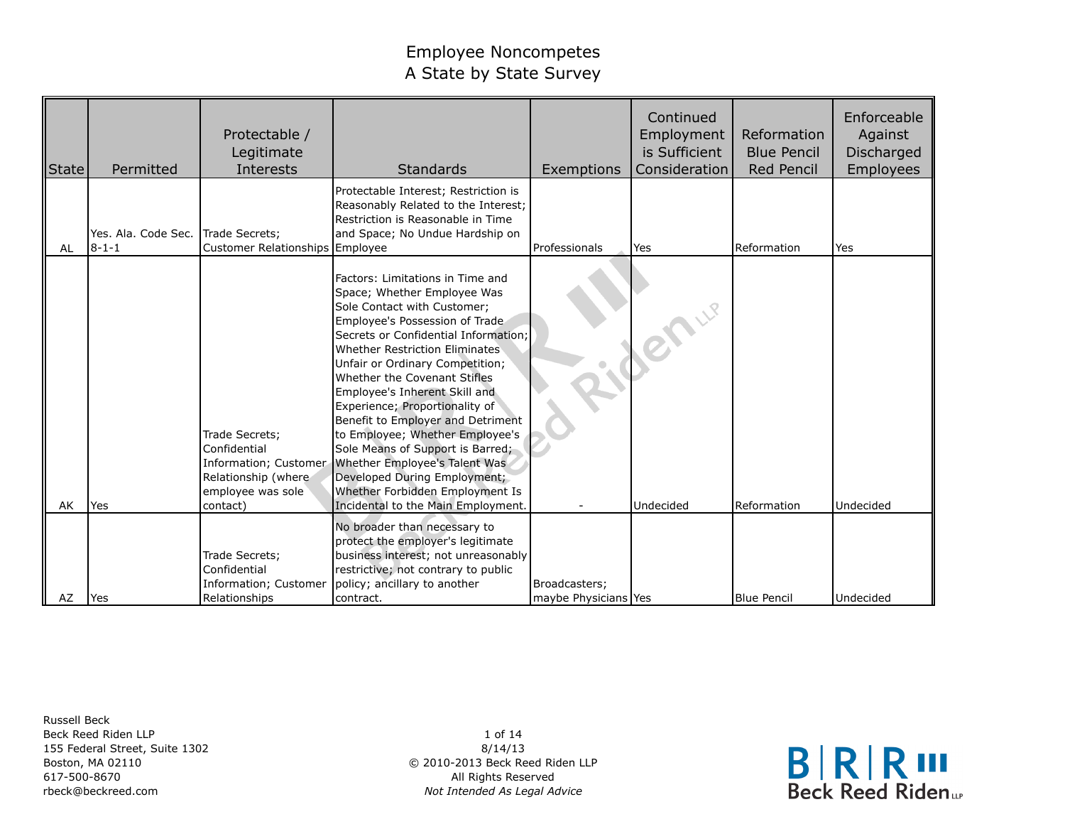# Employee Noncompetes
## A State by State Survey

| State | Permitted | Protectable / Legitimate Interests | Standards | Exemptions | Continued Employment is Sufficient Consideration | Reformation Blue Pencil Red Pencil | Enforceable Against Discharged Employees |
|---|---|---|---|---|---|---|---|
| AL | Yes. Ala. Code Sec. 8-1-1 | Trade Secrets; Customer Relationships | Protectable Interest; Restriction is Reasonably Related to the Interest; Restriction is Reasonable in Time and Space; No Undue Hardship on Employee | Professionals | Yes | Reformation | Yes |
| AK | Yes | Trade Secrets; Confidential Information; Customer Relationship (where employee was sole contact) | Factors: Limitations in Time and Space; Whether Employee Was Sole Contact with Customer; Employee's Possession of Trade Secrets or Confidential Information; Whether Restriction Eliminates Unfair or Ordinary Competition; Whether the Covenant Stifles Employee's Inherent Skill and Experience; Proportionality of Benefit to Employer and Detriment to Employee; Whether Employee's Sole Means of Support is Barred; Whether Employee's Talent Was Developed During Employment; Whether Forbidden Employment Is Incidental to the Main Employment. | - | Undecided | Reformation | Undecided |
| AZ | Yes | Trade Secrets; Confidential Information; Customer Relationships | No broader than necessary to protect the employer's legitimate business interest; not unreasonably restrictive; not contrary to public policy; ancillary to another contract. | Broadcasters; maybe Physicians | Yes | Blue Pencil | Undecided |

Russell Beck
Beck Reed Riden LLP
155 Federal Street, Suite 1302
Boston, MA 02110
617-500-8670
rbeck@beckreed.com

8/14/13
© 2010-2013 Beck Reed Riden LLP
All Rights Reserved
*Not Intended As Legal Advice*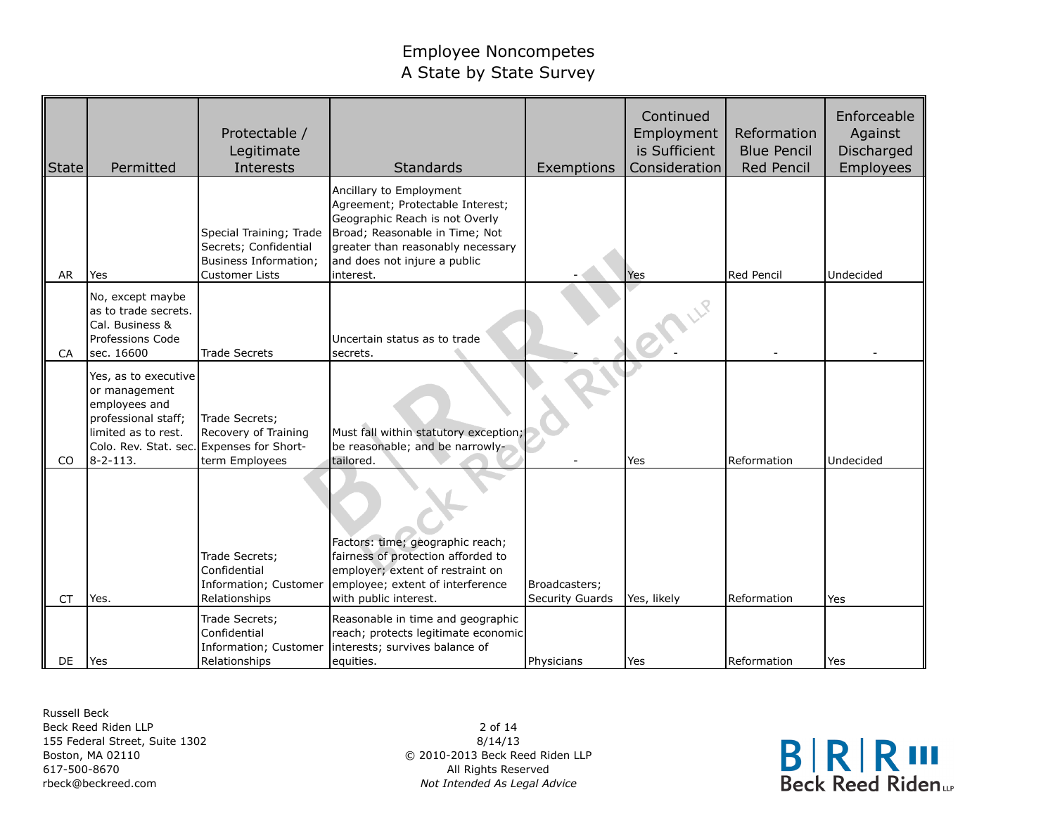# Employee Noncompetes
## A State by State Survey

| State | Permitted | Protectable / Legitimate Interests | Standards | Exemptions | Continued Employment is Sufficient Consideration | Reformation Blue Pencil Red Pencil | Enforceable Against Discharged Employees |
|---|---|---|---|---|---|---|---|
| AR | Yes | Special Training; Trade Secrets; Confidential Business Information; Customer Lists | Ancillary to Employment Agreement; Protectable Interest; Geographic Reach is not Overly Broad; Reasonable in Time; Not greater than reasonably necessary and does not injure a public interest. | - | Yes | Red Pencil | Undecided |
| CA | No, except maybe as to trade secrets. Cal. Business & Professions Code sec. 16600 | Trade Secrets | Uncertain status as to trade secrets. | - | - | - | - |
| CO | Yes, as to executive or management employees and professional staff; limited as to rest. Colo. Rev. Stat. sec. 8-2-113. | Trade Secrets; Recovery of Training Expenses for Short-term Employees | Must fall within statutory exception; be reasonable; and be narrowly-tailored. | - | Yes | Reformation | Undecided |
| CT | Yes. | Trade Secrets; Confidential Information; Customer Relationships | Factors: time; geographic reach; fairness of protection afforded to employer; extent of restraint on employee; extent of interference with public interest. | Broadcasters; Security Guards | Yes, likely | Reformation | Yes |
| DE | Yes | Trade Secrets; Confidential Information; Customer Relationships | Reasonable in time and geographic reach; protects legitimate economic interests; survives balance of equities. | Physicians | Yes | Reformation | Yes |

Russell Beck
Beck Reed Riden LLP
155 Federal Street, Suite 1302
Boston, MA 02110
617-500-8670
rbeck@beckreed.com

8/14/13
© 2010-2013 Beck Reed Riden LLP
All Rights Reserved
*Not Intended As Legal Advice*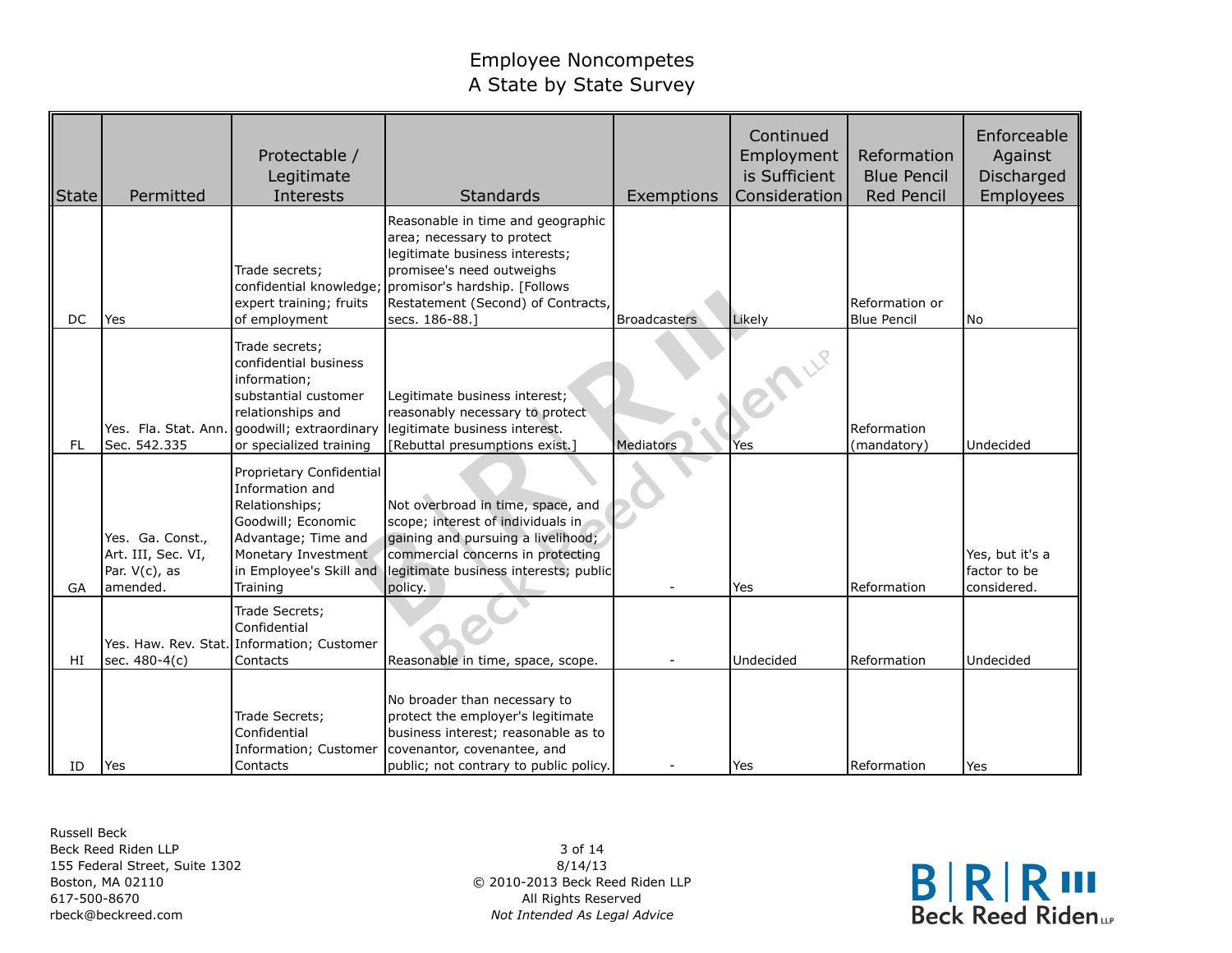# Employee Noncompetes
## A State by State Survey

| State | Permitted | Protectable / Legitimate Interests | Standards | Exemptions | Continued Employment is Sufficient Consideration | Reformation Blue Pencil Red Pencil | Enforceable Against Discharged Employees |
|---|---|---|---|---|---|---|---|
| DC | Yes | Trade secrets; confidential knowledge; expert training; fruits of employment | Reasonable in time and geographic area; necessary to protect legitimate business interests; promisee's need outweighs promisor's hardship. [Follows Restatement (Second) of Contracts, secs. 186-88.] | Broadcasters | Likely | Reformation or Blue Pencil | No |
| FL | Yes. Fla. Stat. Ann. Sec. 542.335 | Trade secrets; confidential business information; substantial customer relationships and goodwill; extraordinary or specialized training | Legitimate business interest; reasonably necessary to protect legitimate business interest. [Rebuttal presumptions exist.] | Mediators | Yes | Reformation (mandatory) | Undecided |
| GA | Yes. Ga. Const., Art. III, Sec. VI, Par. V(c), as amended. | Proprietary Confidential Information and Relationships; Goodwill; Economic Advantage; Time and Monetary Investment in Employee's Skill and Training | Not overbroad in time, space, and scope; interest of individuals in gaining and pursuing a livelihood; commercial concerns in protecting legitimate business interests; public policy. | - | Yes | Reformation | Yes, but it's a factor to be considered. |
| HI | Yes. Haw. Rev. Stat. sec. 480-4(c) | Trade Secrets; Confidential Information; Customer Contacts | Reasonable in time, space, scope. | - | Undecided | Reformation | Undecided |
| ID | Yes | Trade Secrets; Confidential Information; Customer Contacts | No broader than necessary to protect the employer's legitimate business interest; reasonable as to covenantor, covenantee, and public; not contrary to public policy. | - | Yes | Reformation | Yes |

Russell Beck
Beck Reed Riden LLP
155 Federal Street, Suite 1302
Boston, MA 02110
617-500-8670
rbeck@beckreed.com

8/14/13
© 2010-2013 Beck Reed Riden LLP
All Rights Reserved
*Not Intended As Legal Advice*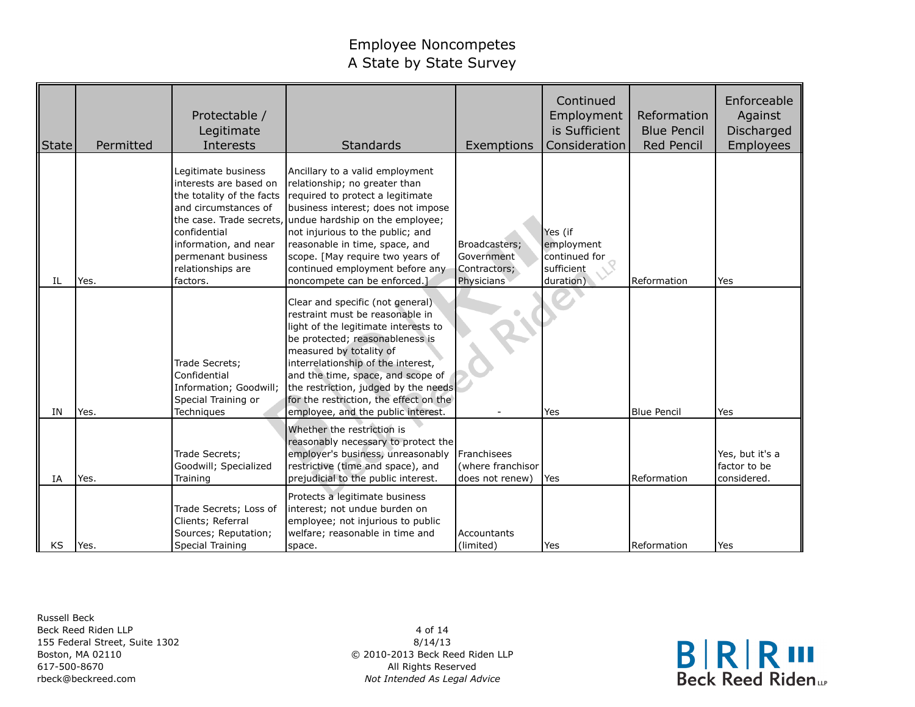# Employee Noncompetes
## A State by State Survey

| State | Permitted | Protectable / Legitimate Interests | Standards | Exemptions | Continued Employment is Sufficient Consideration | Reformation Blue Pencil Red Pencil | Enforceable Against Discharged Employees |
|---|---|---|---|---|---|---|---|
| IL | Yes. | Legitimate business interests are based on the totality of the facts and circumstances of the case. Trade secrets, confidential information, and near permenant business relationships are factors. | Ancillary to a valid employment relationship; no greater than required to protect a legitimate business interest; does not impose undue hardship on the employee; not injurious to the public; and reasonable in time, space, and scope. [May require two years of continued employment before any noncompete can be enforced.] | Broadcasters; Government Contractors; Physicians | Yes (if employment continued for sufficient duration) | Reformation | Yes |
| IN | Yes. | Trade Secrets; Confidential Information; Goodwill; Special Training or Techniques | Clear and specific (not general) restraint must be reasonable in light of the legitimate interests to be protected; reasonableness is measured by totality of interrelationship of the interest, and the time, space, and scope of the restriction, judged by the needs for the restriction, the effect on the employee, and the public interest. | - | Yes | Blue Pencil | Yes |
| IA | Yes. | Trade Secrets; Goodwill; Specialized Training | Whether the restriction is reasonably necessary to protect the employer's business, unreasonably restrictive (time and space), and prejudicial to the public interest. | Franchisees (where franchisor does not renew) | Yes | Reformation | Yes, but it's a factor to be considered. |
| KS | Yes. | Trade Secrets; Loss of Clients; Referral Sources; Reputation; Special Training | Protects a legitimate business interest; not undue burden on employee; not injurious to public welfare; reasonable in time and space. | Accountants (limited) | Yes | Reformation | Yes |

Russell Beck
Beck Reed Riden LLP
155 Federal Street, Suite 1302
Boston, MA 02110
617-500-8670
rbeck@beckreed.com

8/14/13
© 2010-2013 Beck Reed Riden LLP
All Rights Reserved
*Not Intended As Legal Advice*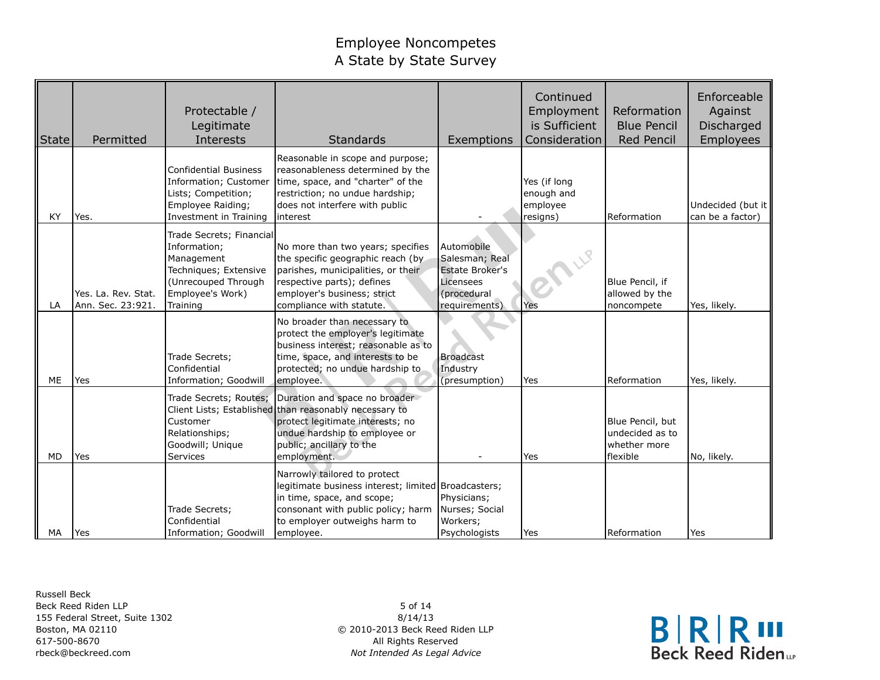# Employee Noncompetes
## A State by State Survey

| State | Permitted | Protectable / Legitimate Interests | Standards | Exemptions | Continued Employment is Sufficient Consideration | Reformation Blue Pencil Red Pencil | Enforceable Against Discharged Employees |
|---|---|---|---|---|---|---|---|
| KY | Yes. | Confidential Business Information; Customer Lists; Competition; Employee Raiding; Investment in Training | Reasonable in scope and purpose; reasonableness determined by the time, space, and "charter" of the restriction; no undue hardship; does not interfere with public interest | - | Yes (if long enough and employee resigns) | Reformation | Undecided (but it can be a factor) |
| LA | Yes. La. Rev. Stat. Ann. Sec. 23:921. | Trade Secrets; Financial Information; Management Techniques; Extensive (Unrecouped Through Employee's Work) Training | No more than two years; specifies the specific geographic reach (by parishes, municipalities, or their respective parts); defines employer's business; strict compliance with statute. | Automobile Salesman; Real Estate Broker's Licensees (procedural requirements) | Yes | Blue Pencil, if allowed by the noncompete | Yes, likely. |
| ME | Yes | Trade Secrets; Confidential Information; Goodwill | No broader than necessary to protect the employer's legitimate business interest; reasonable as to time, space, and interests to be protected; no undue hardship to employee. | Broadcast Industry (presumption) | Yes | Reformation | Yes, likely. |
| MD | Yes | Trade Secrets; Routes; Client Lists; Established Customer Relationships; Goodwill; Unique Services | Duration and space no broader than reasonably necessary to protect legitimate interests; no undue hardship to employee or public; ancillary to the employment. | - | Yes | Blue Pencil, but undecided as to whether more flexible | No, likely. |
| MA | Yes | Trade Secrets; Confidential Information; Goodwill | Narrowly tailored to protect legitimate business interest; limited in time, space, and scope; consonant with public policy; harm to employer outweighs harm to employee. | Broadcasters; Physicians; Nurses; Social Workers; Psychologists | Yes | Reformation | Yes |

Russell Beck
Beck Reed Riden LLP
155 Federal Street, Suite 1302
Boston, MA 02110
617-500-8670
rbeck@beckreed.com

8/14/13
© 2010-2013 Beck Reed Riden LLP
All Rights Reserved
*Not Intended As Legal Advice*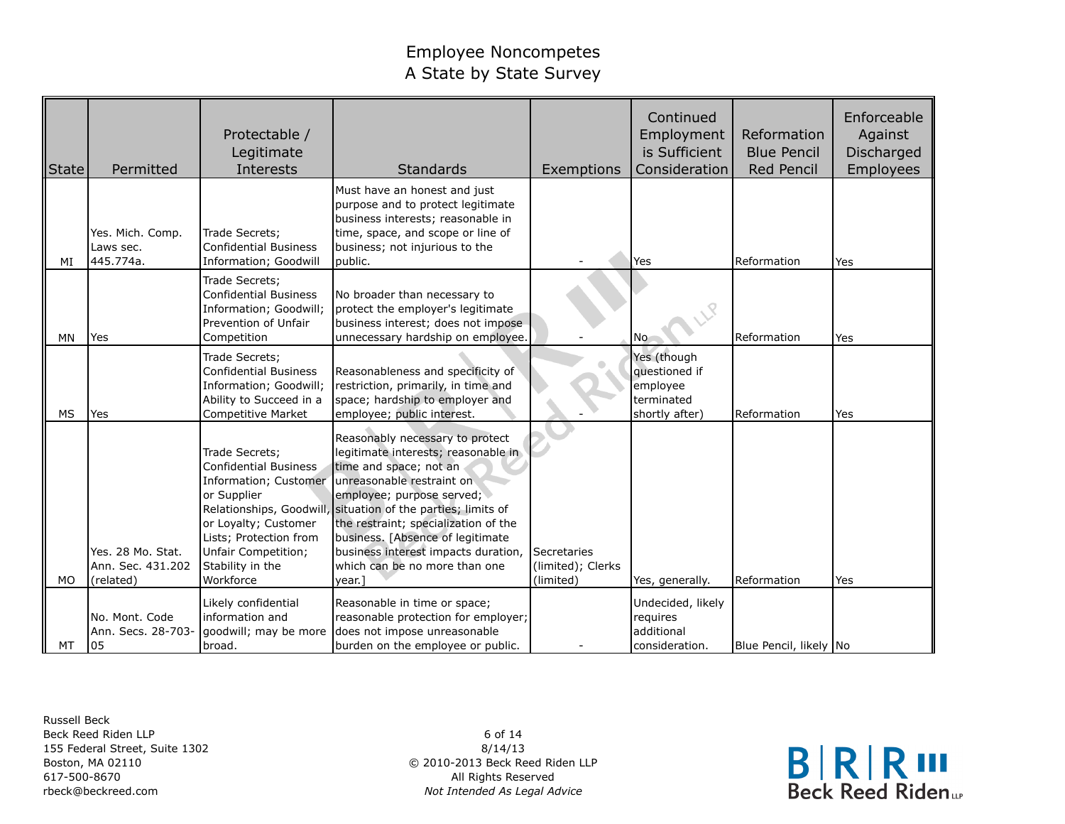# Employee Noncompetes
# A State by State Survey

| State | Permitted | Protectable / Legitimate Interests | Standards | Exemptions | Continued Employment is Sufficient Consideration | Reformation Blue Pencil Red Pencil | Enforceable Against Discharged Employees |
|---|---|---|---|---|---|---|---|
| MI | Yes. Mich. Comp. Laws sec. 445.774a. | Trade Secrets; Confidential Business Information; Goodwill | Must have an honest and just purpose and to protect legitimate business interests; reasonable in time, space, and scope or line of business; not injurious to the public. | - | Yes | Reformation | Yes |
| MN | Yes | Trade Secrets; Confidential Business Information; Goodwill; Prevention of Unfair Competition | No broader than necessary to protect the employer's legitimate business interest; does not impose unnecessary hardship on employee. | - | No | Reformation | Yes |
| MS | Yes | Trade Secrets; Confidential Business Information; Goodwill; Ability to Succeed in a Competitive Market | Reasonableness and specificity of restriction, primarily, in time and space; hardship to employer and employee; public interest. | - | Yes (though questioned if employee terminated shortly after) | Reformation | Yes |
| MO | Yes. 28 Mo. Stat. Ann. Sec. 431.202 (related) | Trade Secrets; Confidential Business Information; Customer or Supplier Relationships, Goodwill, or Loyalty; Customer Lists; Protection from Unfair Competition; Stability in the Workforce | Reasonably necessary to protect legitimate interests; reasonable in time and space; not an unreasonable restraint on employee; purpose served; situation of the parties; limits of the restraint; specialization of the business. [Absence of legitimate business interest impacts duration, which can be no more than one year.] | Secretaries (limited); Clerks (limited) | Yes, generally. | Reformation | Yes |
| MT | No. Mont. Code Ann. Secs. 28-703-05 | Likely confidential information and goodwill; may be more broad. | Reasonable in time or space; reasonable protection for employer; does not impose unreasonable burden on the employee or public. | - | Undecided, likely requires additional consideration. | Blue Pencil, likely | No |

Russell Beck
Beck Reed Riden LLP
155 Federal Street, Suite 1302
Boston, MA 02110
617-500-8670
rbeck@beckreed.com

8/14/13
© 2010-2013 Beck Reed Riden LLP
All Rights Reserved
*Not Intended As Legal Advice*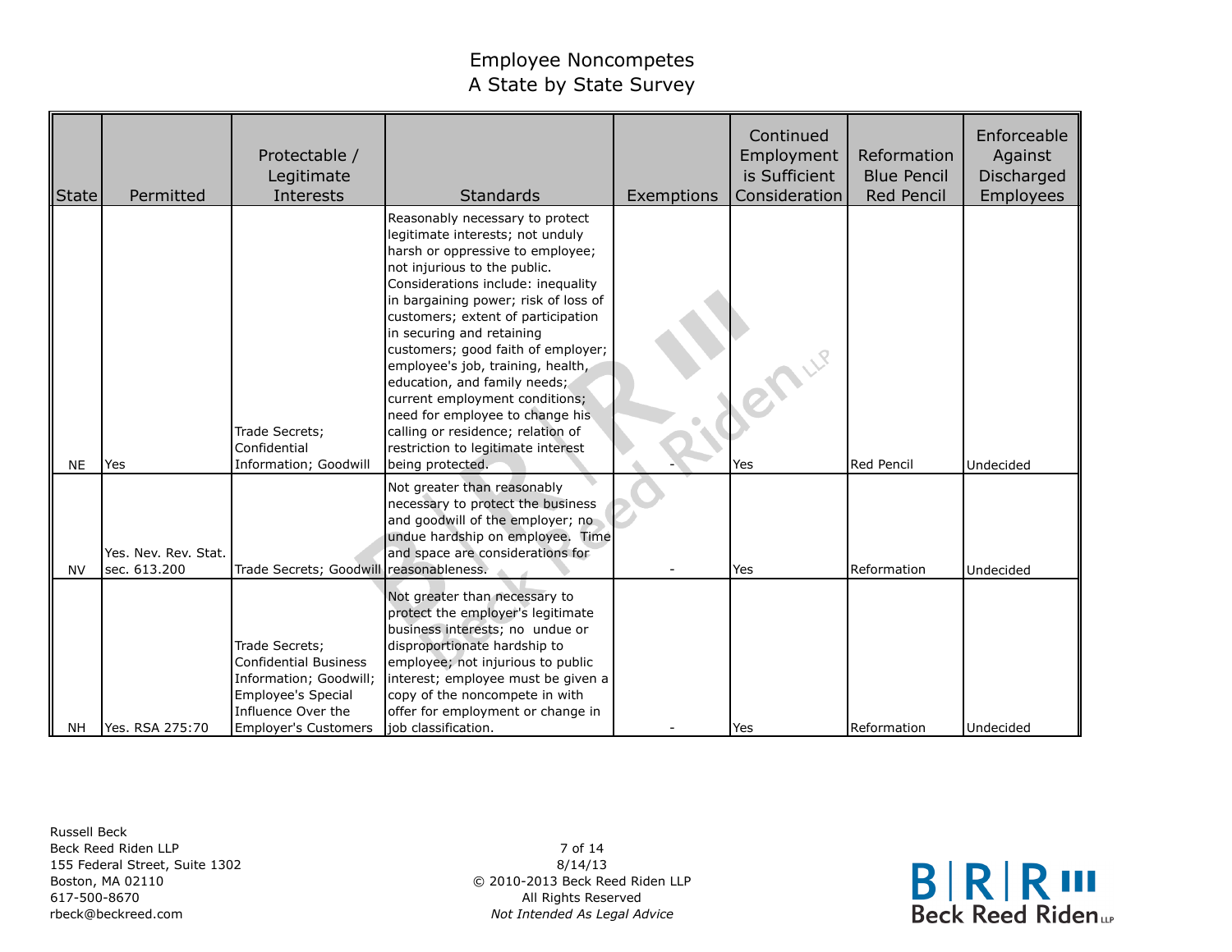# Employee Noncompetes
## A State by State Survey

| State | Permitted | Protectable / Legitimate Interests | Standards | Exemptions | Continued Employment is Sufficient Consideration | Reformation Blue Pencil Red Pencil | Enforceable Against Discharged Employees |
|---|---|---|---|---|---|---|---|
| NE | Yes | Trade Secrets; Confidential Information; Goodwill | Reasonably necessary to protect legitimate interests; not unduly harsh or oppressive to employee; not injurious to the public. Considerations include: inequality in bargaining power; risk of loss of customers; extent of participation in securing and retaining customers; good faith of employer; employee's job, training, health, education, and family needs; current employment conditions; need for employee to change his calling or residence; relation of restriction to legitimate interest being protected. | - | Yes | Red Pencil | Undecided |
| NV | Yes. Nev. Rev. Stat. sec. 613.200 | Trade Secrets; Goodwill | Not greater than reasonably necessary to protect the business and goodwill of the employer; no undue hardship on employee. Time and space are considerations for reasonableness. | - | Yes | Reformation | Undecided |
| NH | Yes. RSA 275:70 | Trade Secrets; Confidential Business Information; Goodwill; Employee's Special Influence Over the Employer's Customers | Not greater than necessary to protect the employer's legitimate business interests; no undue or disproportionate hardship to employee; not injurious to public interest; employee must be given a copy of the noncompete in with offer for employment or change in job classification. | - | Yes | Reformation | Undecided |

Russell Beck
Beck Reed Riden LLP
155 Federal Street, Suite 1302
Boston, MA 02110
617-500-8670
rbeck@beckreed.com

8/14/13
© 2010-2013 Beck Reed Riden LLP
All Rights Reserved
*Not Intended As Legal Advice*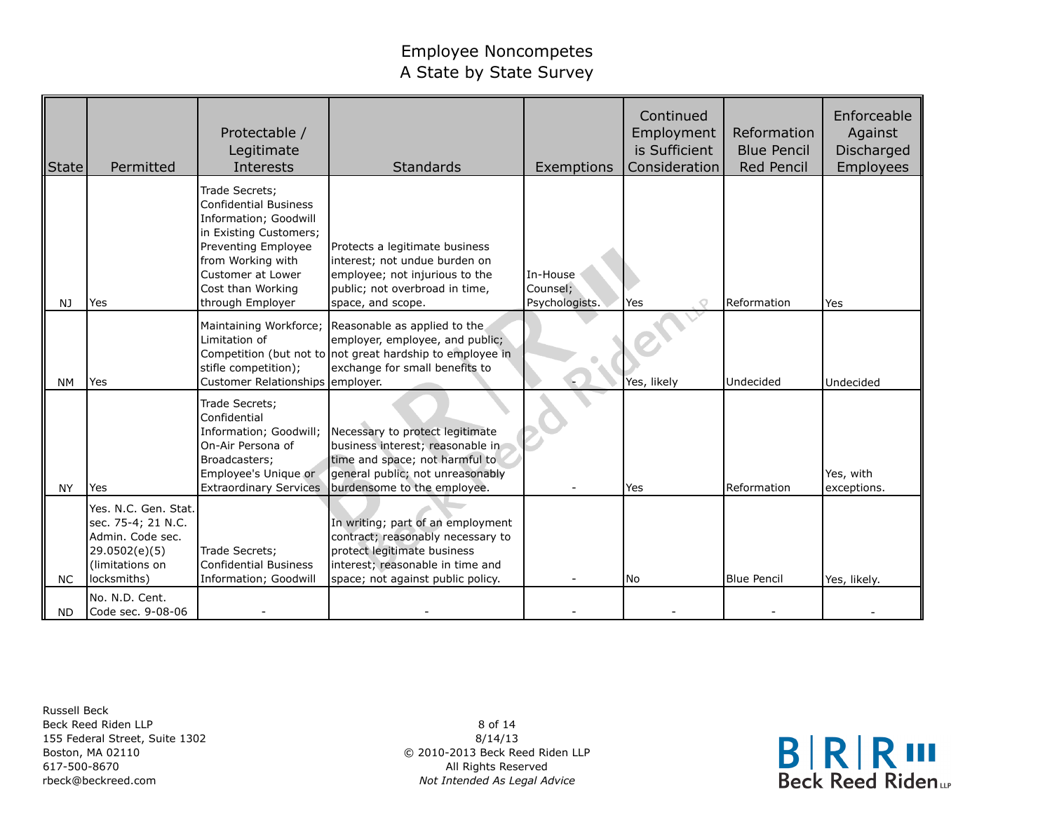# Employee Noncompetes
## A State by State Survey

| State | Permitted | Protectable / Legitimate Interests | Standards | Exemptions | Continued Employment is Sufficient Consideration | Reformation Blue Pencil Red Pencil | Enforceable Against Discharged Employees |
|---|---|---|---|---|---|---|---|
| NJ | Yes | Trade Secrets; Confidential Business Information; Goodwill in Existing Customers; Preventing Employee from Working with Customer at Lower Cost than Working through Employer | Protects a legitimate business interest; not undue burden on employee; not injurious to the public; not overbroad in time, space, and scope. | In-House Counsel; Psychologists. | Yes | Reformation | Yes |
| NM | Yes | Maintaining Workforce; Limitation of Competition (but not to stifle competition); Customer Relationships | Reasonable as applied to the employer, employee, and public; not great hardship to employee in exchange for small benefits to employer. | - | Yes, likely | Undecided | Undecided |
| NY | Yes | Trade Secrets; Confidential Information; Goodwill; On-Air Persona of Broadcasters; Employee's Unique or Extraordinary Services | Necessary to protect legitimate business interest; reasonable in time and space; not harmful to general public; not unreasonably burdensome to the employee. | - | Yes | Reformation | Yes, with exceptions. |
| NC | Yes. N.C. Gen. Stat. sec. 75-4; 21 N.C. Admin. Code sec. 29.0502(e)(5) (limitations on locksmiths) | Trade Secrets; Confidential Business Information; Goodwill | In writing; part of an employment contract; reasonably necessary to protect legitimate business interest; reasonable in time and space; not against public policy. | - | No | Blue Pencil | Yes, likely. |
| ND | No. N.D. Cent. Code sec. 9-08-06 | - | - | - | - | - | - |

Russell Beck
Beck Reed Riden LLP
155 Federal Street, Suite 1302
Boston, MA 02110
617-500-8670
rbeck@beckreed.com

8/14/13
© 2010-2013 Beck Reed Riden LLP
All Rights Reserved
*Not Intended As Legal Advice*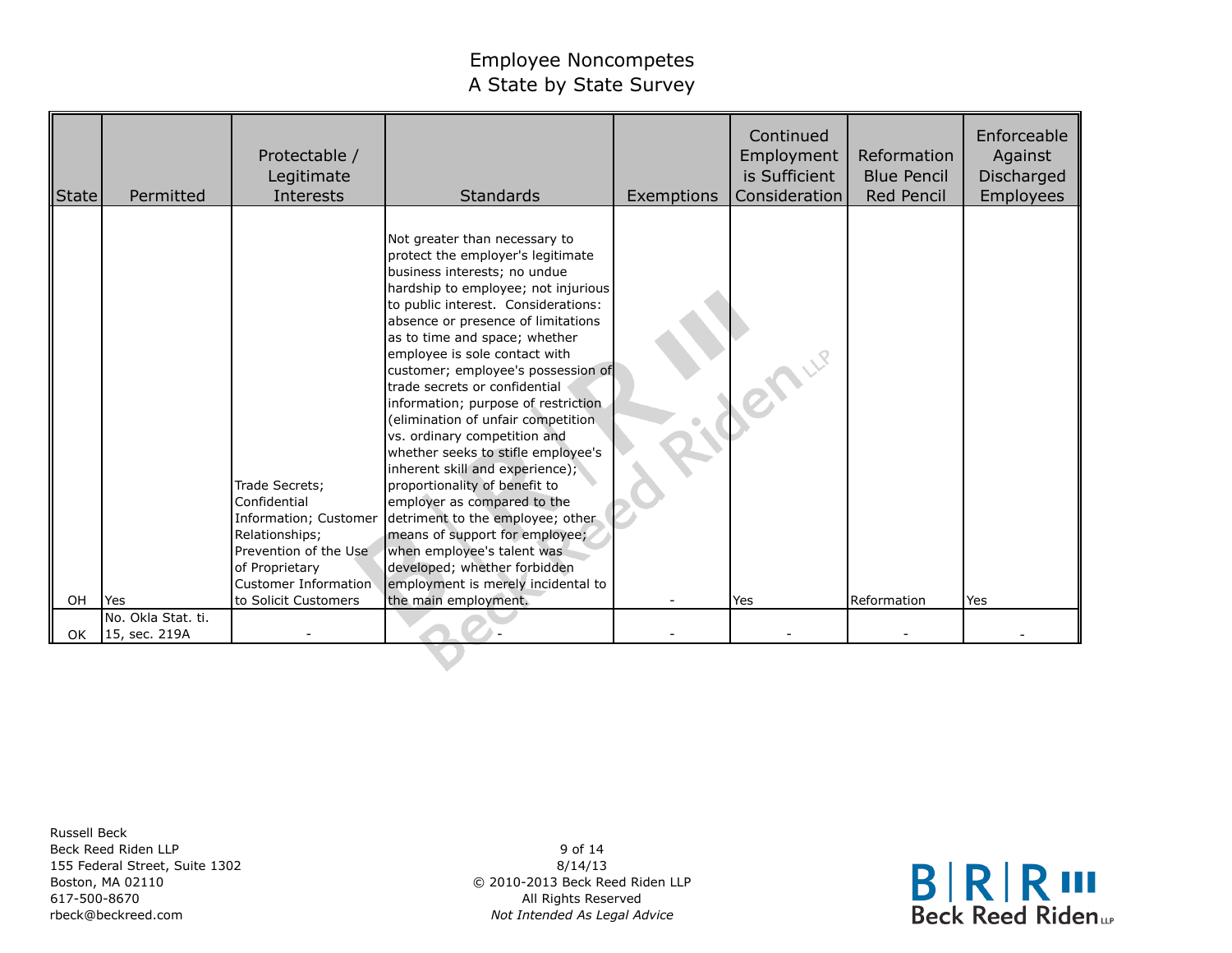# Employee Noncompetes
## A State by State Survey

| State | Permitted | Protectable / Legitimate Interests | Standards | Exemptions | Continued Employment is Sufficient Consideration | Reformation Blue Pencil Red Pencil | Enforceable Against Discharged Employees |
|---|---|---|---|---|---|---|---|
| OH | Yes | Trade Secrets; Confidential Information; Customer Relationships; Prevention of the Use of Proprietary Customer Information to Solicit Customers | Not greater than necessary to protect the employer's legitimate business interests; no undue hardship to employee; not injurious to public interest. Considerations: absence or presence of limitations as to time and space; whether employee is sole contact with customer; employee's possession of trade secrets or confidential information; purpose of restriction (elimination of unfair competition vs. ordinary competition and whether seeks to stifle employee's inherent skill and experience); proportionality of benefit to employer as compared to the detriment to the employee; other means of support for employee; when employee's talent was developed; whether forbidden employment is merely incidental to the main employment. | - | Yes | Reformation | Yes |
| OK | No. Okla Stat. ti. 15, sec. 219A | - | - | - | - | - | - |

Russell Beck
Beck Reed Riden LLP
155 Federal Street, Suite 1302
Boston, MA 02110
617-500-8670
rbeck@beckreed.com

8/14/13
© 2010-2013 Beck Reed Riden LLP
All Rights Reserved
*Not Intended As Legal Advice*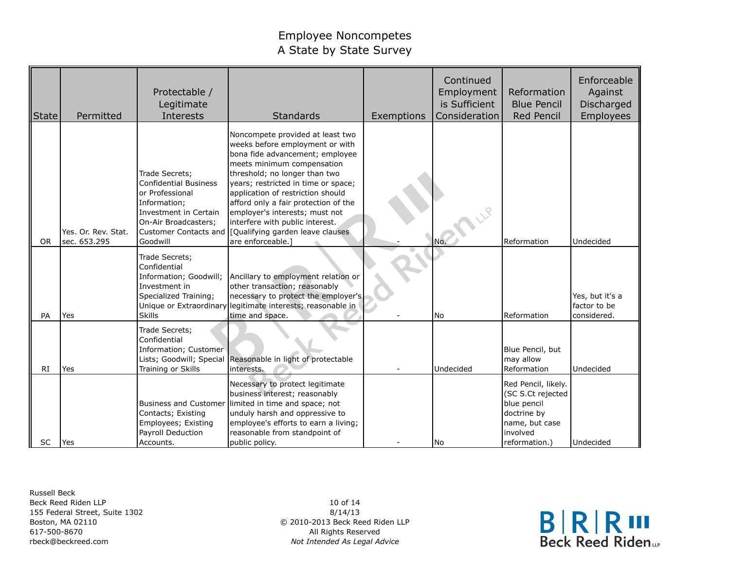# Employee Noncompetes
## A State by State Survey

| State | Permitted | Protectable / Legitimate Interests | Standards | Exemptions | Continued Employment is Sufficient Consideration | Reformation Blue Pencil Red Pencil | Enforceable Against Discharged Employees |
|---|---|---|---|---|---|---|---|
| OR | Yes. Or. Rev. Stat. sec. 653.295 | Trade Secrets; Confidential Business or Professional Information; Investment in Certain On-Air Broadcasters; Customer Contacts and Goodwill | Noncompete provided at least two weeks before employment or with bona fide advancement; employee meets minimum compensation threshold; no longer than two years; restricted in time or space; application of restriction should afford only a fair protection of the employer's interests; must not interfere with public interest. [Qualifying garden leave clauses are enforceable.] | - | No. | Reformation | Undecided |
| PA | Yes | Trade Secrets; Confidential Information; Goodwill; Investment in Specialized Training; Unique or Extraordinary Skills | Ancillary to employment relation or other transaction; reasonably necessary to protect the employer's legitimate interests; reasonable in time and space. | - | No | Reformation | Yes, but it's a factor to be considered. |
| RI | Yes | Trade Secrets; Confidential Information; Customer Lists; Goodwill; Special Training or Skills | Reasonable in light of protectable interests. | - | Undecided | Blue Pencil, but may allow Reformation | Undecided |
| SC | Yes | Business and Customer Contacts; Existing Employees; Existing Payroll Deduction Accounts. | Necessary to protect legitimate business interest; reasonably limited in time and space; not unduly harsh and oppressive to employee's efforts to earn a living; reasonable from standpoint of public policy. | - | No | Red Pencil, likely. (SC S.Ct rejected blue pencil doctrine by name, but case involved reformation.) | Undecided |

Russell Beck
Beck Reed Riden LLP
155 Federal Street, Suite 1302
Boston, MA 02110
617-500-8670
rbeck@beckreed.com

8/14/13
© 2010-2013 Beck Reed Riden LLP
All Rights Reserved
*Not Intended As Legal Advice*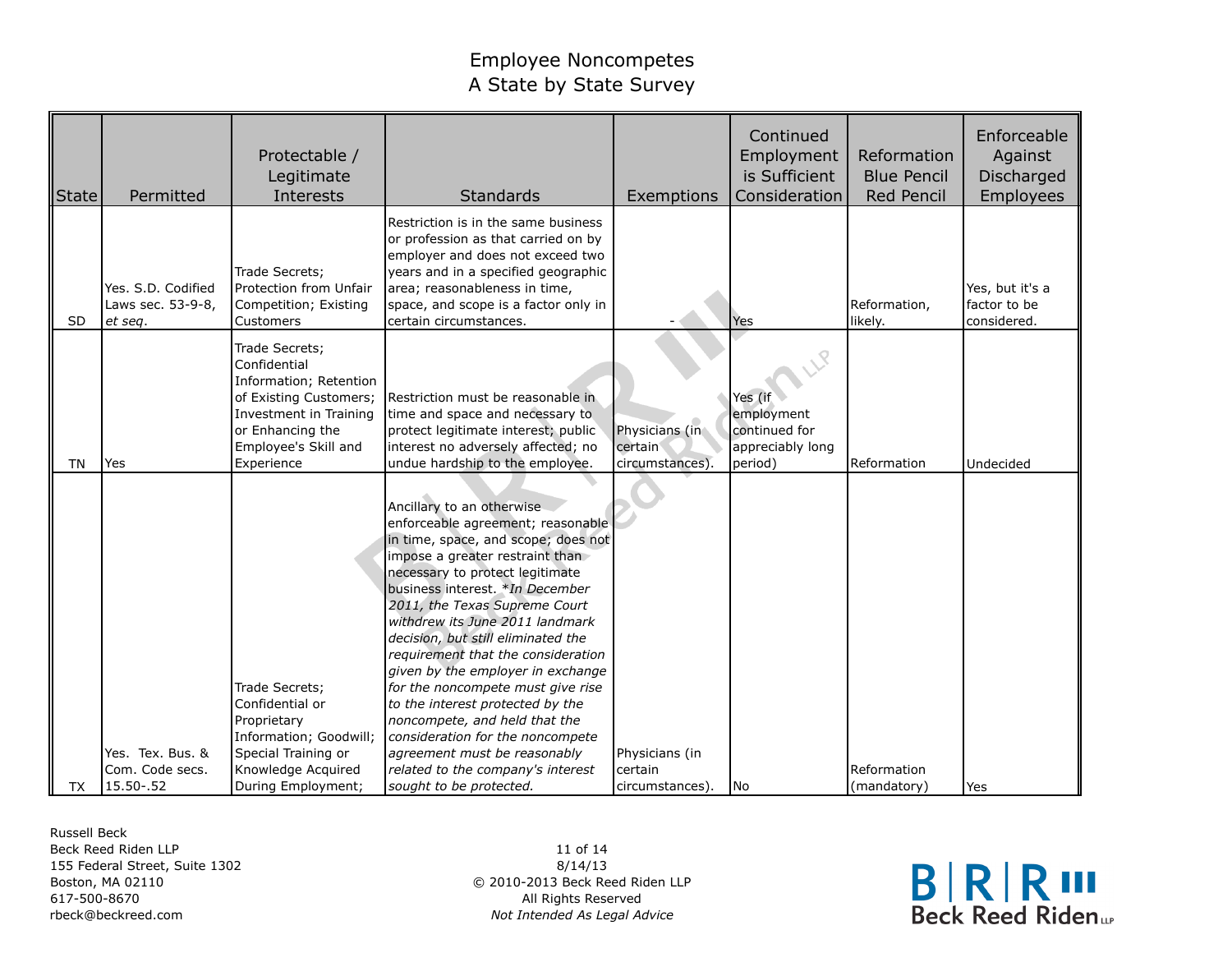# Employee Noncompetes
## A State by State Survey

| State | Permitted | Protectable / Legitimate Interests | Standards | Exemptions | Continued Employment is Sufficient Consideration | Reformation Blue Pencil Red Pencil | Enforceable Against Discharged Employees |
|---|---|---|---|---|---|---|---|
| SD | Yes. S.D. Codified Laws sec. 53-9-8, *et seq*. | Trade Secrets; Protection from Unfair Competition; Existing Customers | Restriction is in the same business or profession as that carried on by employer and does not exceed two years and in a specified geographic area; reasonableness in time, space, and scope is a factor only in certain circumstances. | - | Yes | Reformation, likely. | Yes, but it's a factor to be considered. |
| TN | Yes | Trade Secrets; Confidential Information; Retention of Existing Customers; Investment in Training or Enhancing the Employee's Skill and Experience | Restriction must be reasonable in time and space and necessary to protect legitimate interest; public interest no adversely affected; no undue hardship to the employee. | Physicians (in certain circumstances). | Yes (if employment continued for appreciably long period) | Reformation | Undecided |
| TX | Yes. Tex. Bus. & Com. Code secs. 15.50-.52 | Trade Secrets; Confidential or Proprietary Information; Goodwill; Special Training or Knowledge Acquired During Employment; | Ancillary to an otherwise enforceable agreement; reasonable in time, space, and scope; does not impose a greater restraint than necessary to protect legitimate business interest. **In December 2011, the Texas Supreme Court withdrew its June 2011 landmark decision, but still eliminated the requirement that the consideration given by the employer in exchange for the noncompete must give rise to the interest protected by the noncompete, and held that the consideration for the noncompete agreement must be reasonably related to the company's interest sought to be protected.* | Physicians (in certain circumstances). | No | Reformation (mandatory) | Yes |

Russell Beck
Beck Reed Riden LLP
155 Federal Street, Suite 1302
Boston, MA 02110
617-500-8670
rbeck@beckreed.com

8/14/13
© 2010-2013 Beck Reed Riden LLP
All Rights Reserved
*Not Intended As Legal Advice*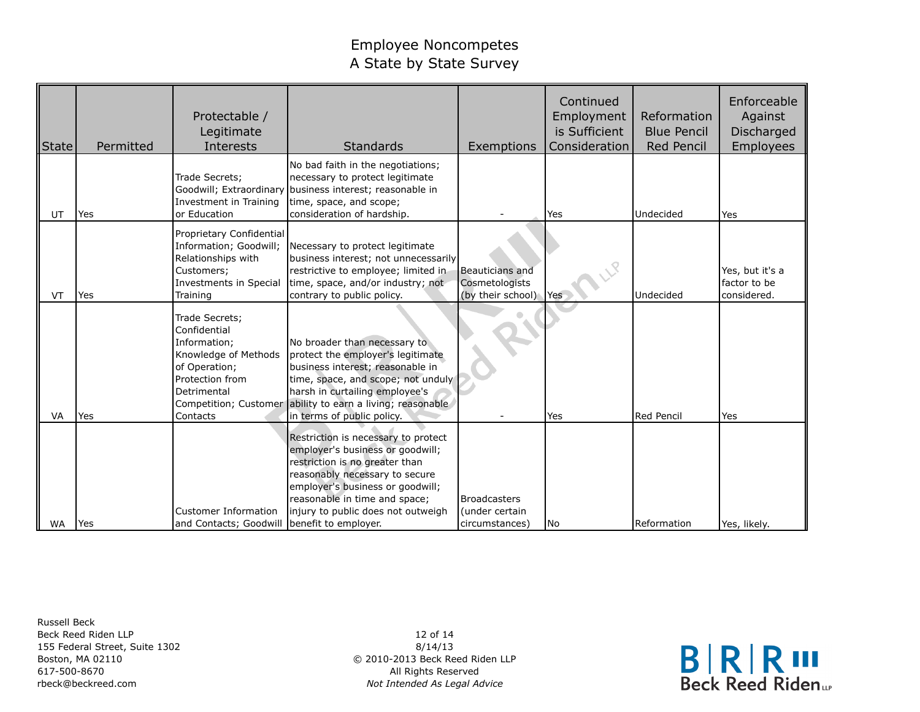# Employee Noncompetes
## A State by State Survey

| State | Permitted | Protectable / Legitimate Interests | Standards | Exemptions | Continued Employment is Sufficient Consideration | Reformation Blue Pencil Red Pencil | Enforceable Against Discharged Employees |
|---|---|---|---|---|---|---|---|
| UT | Yes | Trade Secrets; Goodwill; Extraordinary Investment in Training or Education | No bad faith in the negotiations; necessary to protect legitimate business interest; reasonable in time, space, and scope; consideration of hardship. | - | Yes | Undecided | Yes |
| VT | Yes | Proprietary Confidential Information; Goodwill; Relationships with Customers; Investments in Special Training | Necessary to protect legitimate business interest; not unnecessarily restrictive to employee; limited in time, space, and/or industry; not contrary to public policy. | Beauticians and Cosmetologists (by their school) | Yes | Undecided | Yes, but it's a factor to be considered. |
| VA | Yes | Trade Secrets; Confidential Information; Knowledge of Methods of Operation; Protection from Detrimental Competition; Customer Contacts | No broader than necessary to protect the employer's legitimate business interest; reasonable in time, space, and scope; not unduly harsh in curtailing employee's ability to earn a living; reasonable in terms of public policy. | - | Yes | Red Pencil | Yes |
| WA | Yes | Customer Information and Contacts; Goodwill | Restriction is necessary to protect employer's business or goodwill; restriction is no greater than reasonably necessary to secure employer's business or goodwill; reasonable in time and space; injury to public does not outweigh benefit to employer. | Broadcasters (under certain circumstances) | No | Reformation | Yes, likely. |

Russell Beck
Beck Reed Riden LLP
155 Federal Street, Suite 1302
Boston, MA 02110
617-500-8670
rbeck@beckreed.com

8/14/13
© 2010-2013 Beck Reed Riden LLP
All Rights Reserved
*Not Intended As Legal Advice*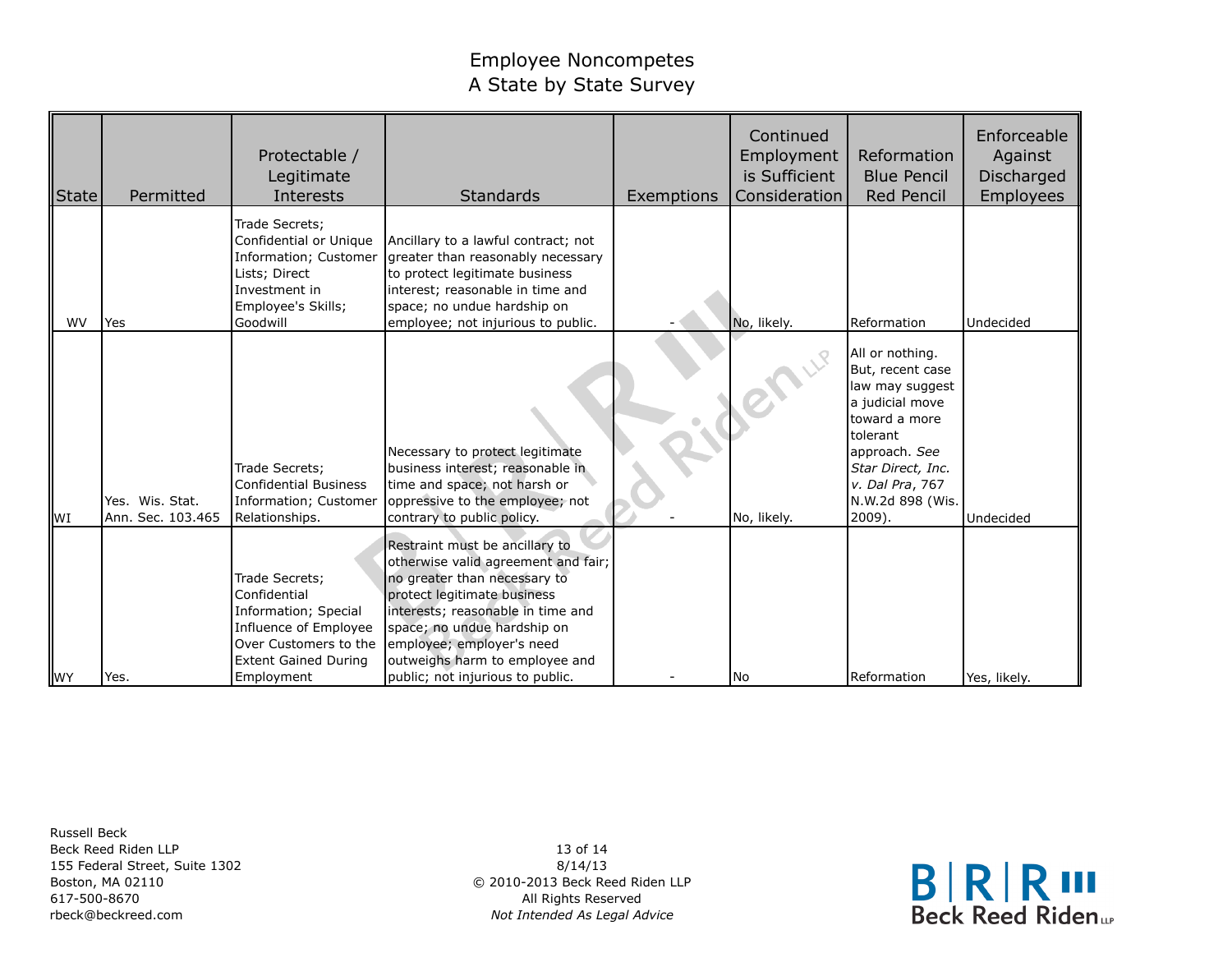# Employee Noncompetes
# A State by State Survey

| State | Permitted | Protectable / Legitimate Interests | Standards | Exemptions | Continued Employment is Sufficient Consideration | Reformation Blue Pencil Red Pencil | Enforceable Against Discharged Employees |
|---|---|---|---|---|---|---|---|
| WV | Yes | Trade Secrets; Confidential or Unique Information; Customer Lists; Direct Investment in Employee's Skills; Goodwill | Ancillary to a lawful contract; not greater than reasonably necessary to protect legitimate business interest; reasonable in time and space; no undue hardship on employee; not injurious to public. | - | No, likely. | Reformation | Undecided |
| WI | Yes. Wis. Stat. Ann. Sec. 103.465 | Trade Secrets; Confidential Business Information; Customer Relationships. | Necessary to protect legitimate business interest; reasonable in time and space; not harsh or oppressive to the employee; not contrary to public policy. | - | No, likely. | All or nothing. But, recent case law may suggest a judicial move toward a more tolerant approach. *See Star Direct, Inc. v. Dal Pra*, 767 N.W.2d 898 (Wis. 2009). | Undecided |
| WY | Yes. | Trade Secrets; Confidential Information; Special Influence of Employee Over Customers to the Extent Gained During Employment | Restraint must be ancillary to otherwise valid agreement and fair; no greater than necessary to protect legitimate business interests; reasonable in time and space; no undue hardship on employee; employer's need outweighs harm to employee and public; not injurious to public. | - | No | Reformation | Yes, likely. |

Russell Beck
Beck Reed Riden LLP
155 Federal Street, Suite 1302
Boston, MA 02110
617-500-8670
rbeck@beckreed.com

8/14/13
© 2010-2013 Beck Reed Riden LLP
All Rights Reserved
*Not Intended As Legal Advice*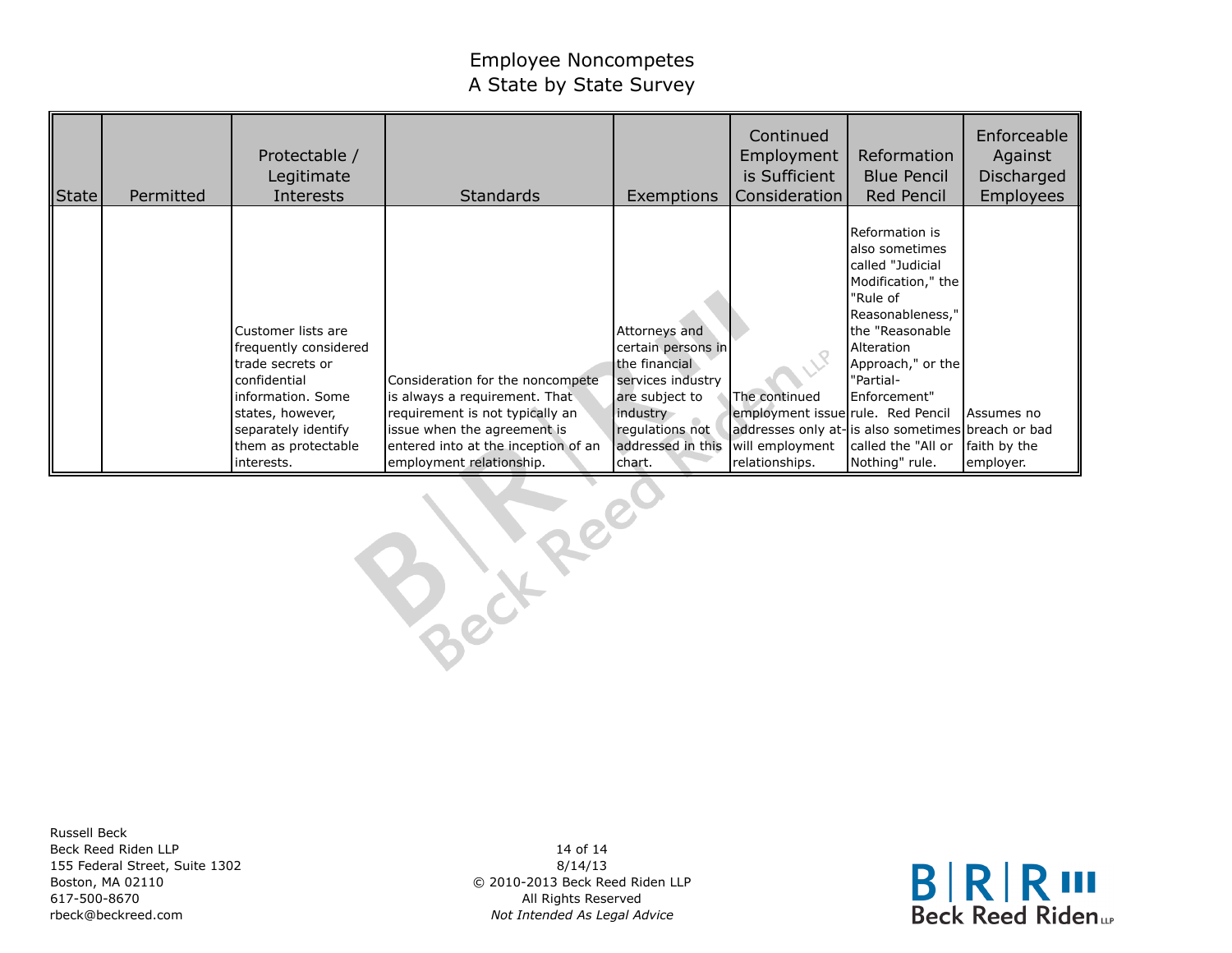# Employee Noncompetes
## A State by State Survey

| State | Permitted | Protectable / Legitimate Interests | Standards | Exemptions | Continued Employment is Sufficient Consideration | Reformation Blue Pencil Red Pencil | Enforceable Against Discharged Employees |
|---|---|---|---|---|---|---|---|
| | | Customer lists are frequently considered trade secrets or confidential information. Some states, however, separately identify them as protectable interests. | Consideration for the noncompete is always a requirement. That requirement is not typically an issue when the agreement is entered into at the inception of an employment relationship. | Attorneys and certain persons in the financial services industry are subject to industry regulations not addressed in this chart. | The continued employment issue addresses only at-will employment relationships. | Reformation is also sometimes called "Judicial Modification," the "Rule of Reasonableness," the "Reasonable Alteration Approach," or the "Partial-Enforcement" rule. Red Pencil is also sometimes called the "All or Nothing" rule. | Assumes no breach or bad faith by the employer. |

Russell Beck
Beck Reed Riden LLP
155 Federal Street, Suite 1302
Boston, MA 02110
617-500-8670
rbeck@beckreed.com

8/14/13
© 2010-2013 Beck Reed Riden LLP
All Rights Reserved
*Not Intended As Legal Advice*